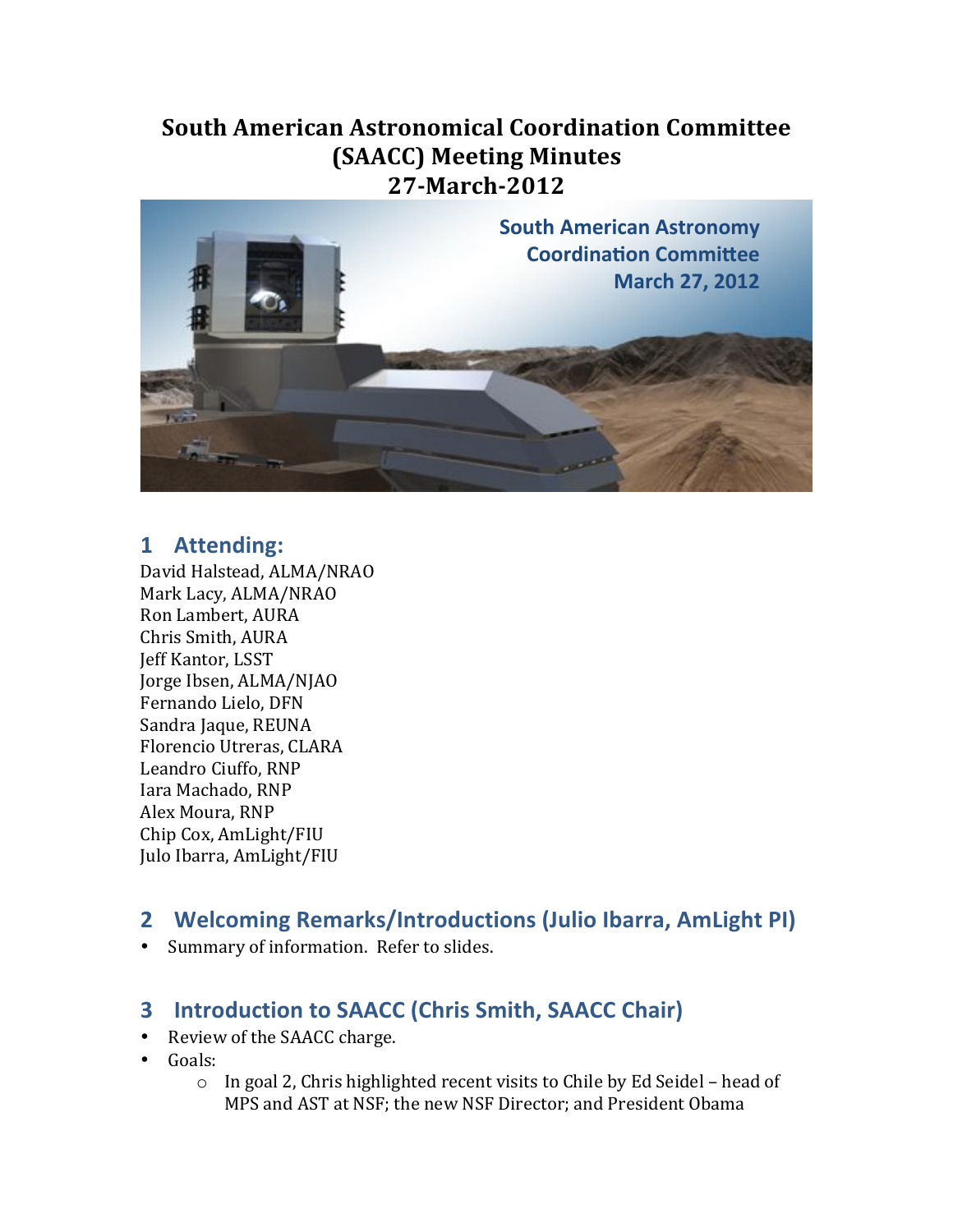# South American Astronomical Coordination Committee (SAACC) Meeting Minutes
# 27-March-2012

## 1 Attending:

David Halstead, ALMA/NRAO
Mark Lacy, ALMA/NRAO
Ron Lambert, AURA
Chris Smith, AURA
Jeff Kantor, LSST
Jorge Ibsen, ALMA/NJAO
Fernando Lielo, DFN
Sandra Jaque, REUNA
Florencio Utreras, CLARA
Leandro Ciuffo, RNP
Iara Machado, RNP
Alex Moura, RNP
Chip Cox, AmLight/FIU
Julo Ibarra, AmLight/FIU

## 2 Welcoming Remarks/Introductions (Julio Ibarra, AmLight PI)

- Summary of information. Refer to slides.

## 3 Introduction to SAACC (Chris Smith, SAACC Chair)

- Review of the SAACC charge.
- Goals:
  - In goal 2, Chris highlighted recent visits to Chile by Ed Seidel – head of MPS and AST at NSF; the new NSF Director; and President Obama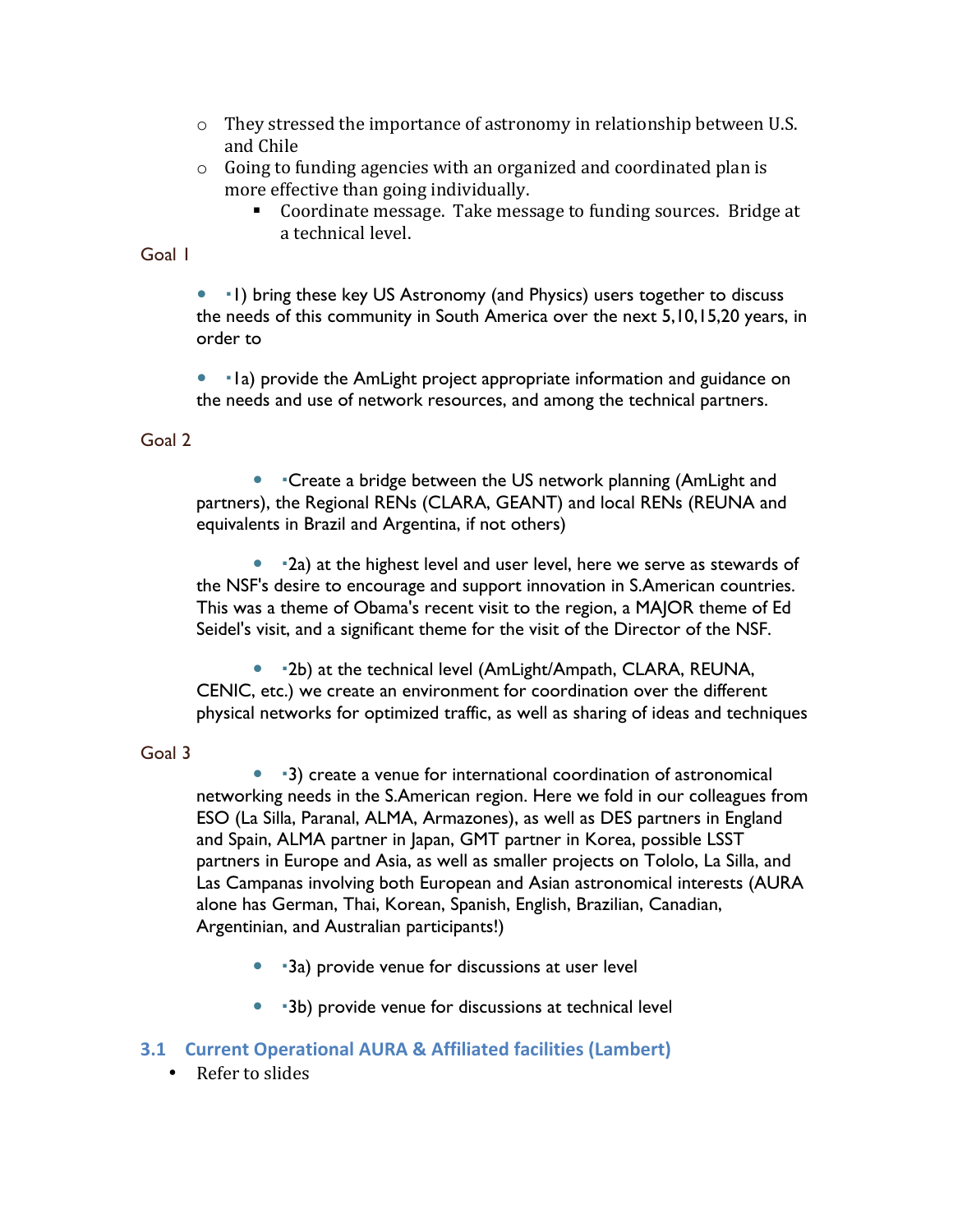- They stressed the importance of astronomy in relationship between U.S. and Chile
- Going to funding agencies with an organized and coordinated plan is more effective than going individually.
    - Coordinate message. Take message to funding sources. Bridge at a technical level.

Goal 1

- ▪1) bring these key US Astronomy (and Physics) users together to discuss the needs of this community in South America over the next 5,10,15,20 years, in order to
- ▪1a) provide the AmLight project appropriate information and guidance on the needs and use of network resources, and among the technical partners.

Goal 2

- ▪Create a bridge between the US network planning (AmLight and partners), the Regional RENs (CLARA, GEANT) and local RENs (REUNA and equivalents in Brazil and Argentina, if not others)
- ▪2a) at the highest level and user level, here we serve as stewards of the NSF's desire to encourage and support innovation in S.American countries. This was a theme of Obama's recent visit to the region, a MAJOR theme of Ed Seidel's visit, and a significant theme for the visit of the Director of the NSF.
- ▪2b) at the technical level (AmLight/Ampath, CLARA, REUNA, CENIC, etc.) we create an environment for coordination over the different physical networks for optimized traffic, as well as sharing of ideas and techniques

Goal 3

- ▪3) create a venue for international coordination of astronomical networking needs in the S.American region. Here we fold in our colleagues from ESO (La Silla, Paranal, ALMA, Armazones), as well as DES partners in England and Spain, ALMA partner in Japan, GMT partner in Korea, possible LSST partners in Europe and Asia, as well as smaller projects on Tololo, La Silla, and Las Campanas involving both European and Asian astronomical interests (AURA alone has German, Thai, Korean, Spanish, English, Brazilian, Canadian, Argentinian, and Australian participants!)
- ▪3a) provide venue for discussions at user level
- ▪3b) provide venue for discussions at technical level

### 3.1 Current Operational AURA & Affiliated facilities (Lambert)

- Refer to slides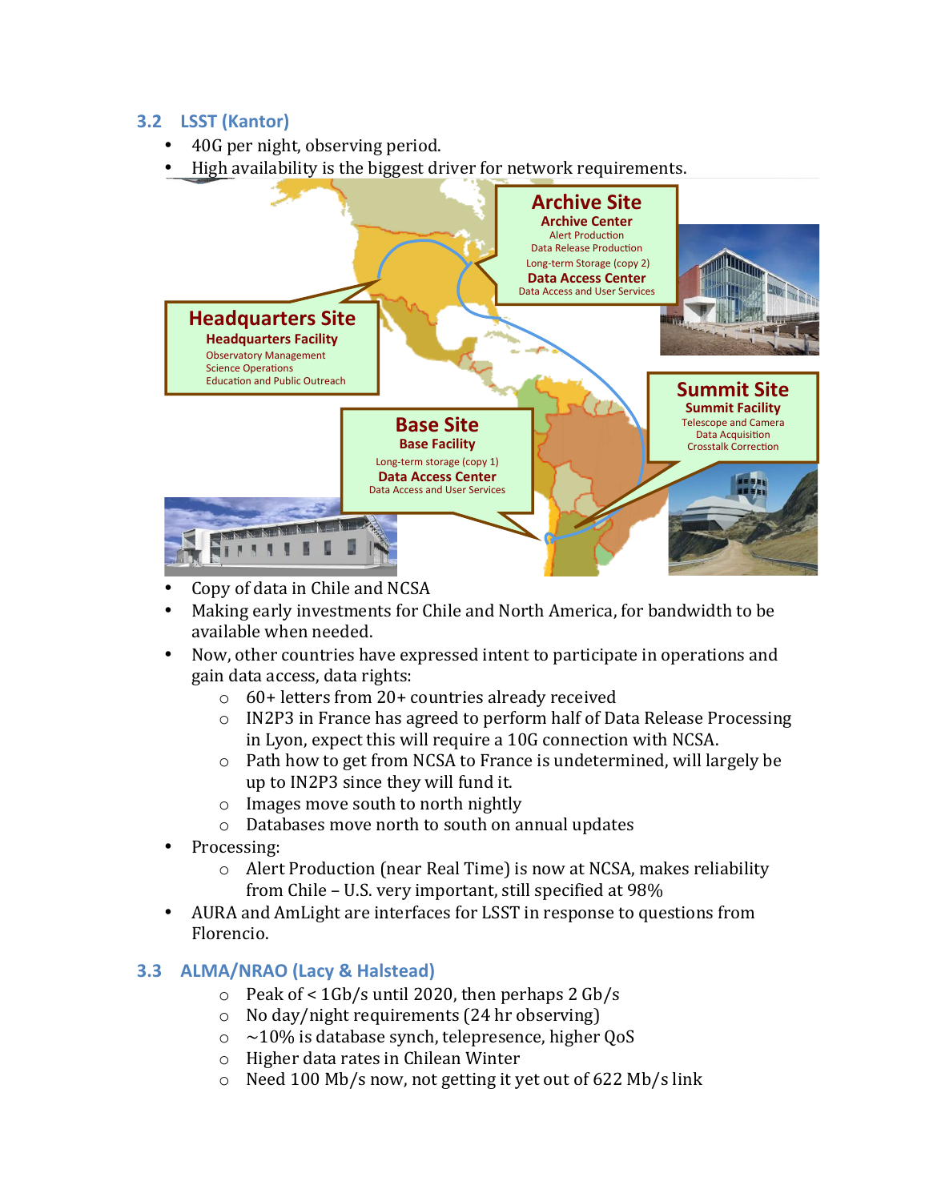## 3.2 LSST (Kantor)

- 40G per night, observing period.
- High availability is the biggest driver for network requirements.

**Archive Site**
**Archive Center**
Alert Production
Data Release Production
Long-term Storage (copy 2)
**Data Access Center**
Data Access and User Services

**Headquarters Site**
**Headquarters Facility**
Observatory Management
Science Operations
Education and Public Outreach

**Base Site**
**Base Facility**
Long-term storage (copy 1)
**Data Access Center**
Data Access and User Services

**Summit Site**
**Summit Facility**
Telescope and Camera
Data Acquisition
Crosstalk Correction

- Copy of data in Chile and NCSA
- Making early investments for Chile and North America, for bandwidth to be available when needed.
- Now, other countries have expressed intent to participate in operations and gain data access, data rights:
  - 60+ letters from 20+ countries already received
  - IN2P3 in France has agreed to perform half of Data Release Processing in Lyon, expect this will require a 10G connection with NCSA.
  - Path how to get from NCSA to France is undetermined, will largely be up to IN2P3 since they will fund it.
  - Images move south to north nightly
  - Databases move north to south on annual updates
- Processing:
  - Alert Production (near Real Time) is now at NCSA, makes reliability from Chile – U.S. very important, still specified at 98%
- AURA and AmLight are interfaces for LSST in response to questions from Florencio.

## 3.3 ALMA/NRAO (Lacy & Halstead)

- Peak of < 1Gb/s until 2020, then perhaps 2 Gb/s
- No day/night requirements (24 hr observing)
- ~10% is database synch, telepresence, higher QoS
- Higher data rates in Chilean Winter
- Need 100 Mb/s now, not getting it yet out of 622 Mb/s link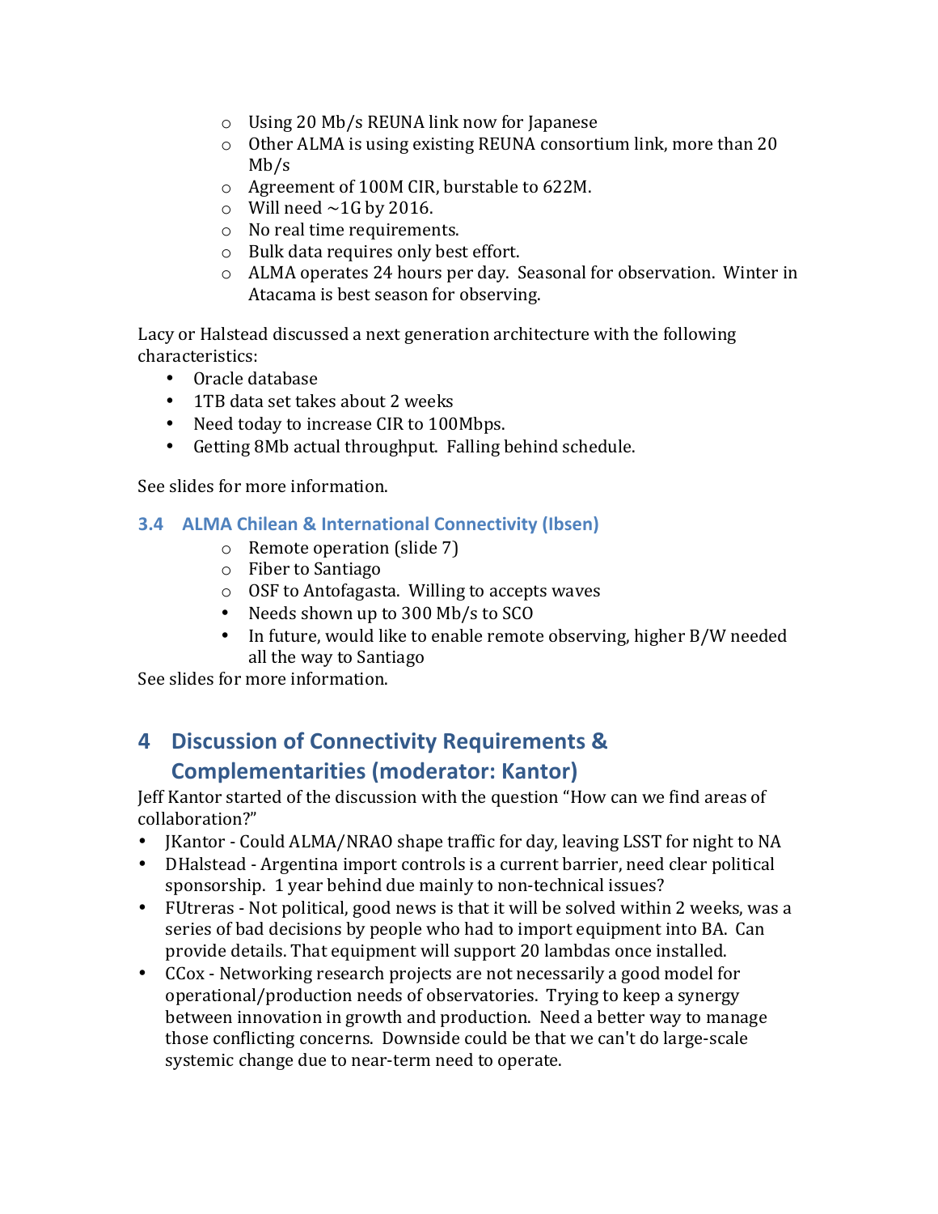- Using 20 Mb/s REUNA link now for Japanese
- Other ALMA is using existing REUNA consortium link, more than 20 Mb/s
- Agreement of 100M CIR, burstable to 622M.
- Will need ~1G by 2016.
- No real time requirements.
- Bulk data requires only best effort.
- ALMA operates 24 hours per day. Seasonal for observation. Winter in Atacama is best season for observing.

Lacy or Halstead discussed a next generation architecture with the following characteristics:

- Oracle database
- 1TB data set takes about 2 weeks
- Need today to increase CIR to 100Mbps.
- Getting 8Mb actual throughput. Falling behind schedule.

See slides for more information.

### 3.4 ALMA Chilean & International Connectivity (Ibsen)

- Remote operation (slide 7)
- Fiber to Santiago
- OSF to Antofagasta. Willing to accepts waves
- Needs shown up to 300 Mb/s to SCO
- In future, would like to enable remote observing, higher B/W needed all the way to Santiago

See slides for more information.

## 4 Discussion of Connectivity Requirements & Complementarities (moderator: Kantor)

Jeff Kantor started of the discussion with the question "How can we find areas of collaboration?"

- JKantor - Could ALMA/NRAO shape traffic for day, leaving LSST for night to NA
- DHalstead - Argentina import controls is a current barrier, need clear political sponsorship. 1 year behind due mainly to non-technical issues?
- FUtreras - Not political, good news is that it will be solved within 2 weeks, was a series of bad decisions by people who had to import equipment into BA. Can provide details. That equipment will support 20 lambdas once installed.
- CCox - Networking research projects are not necessarily a good model for operational/production needs of observatories. Trying to keep a synergy between innovation in growth and production. Need a better way to manage those conflicting concerns. Downside could be that we can't do large-scale systemic change due to near-term need to operate.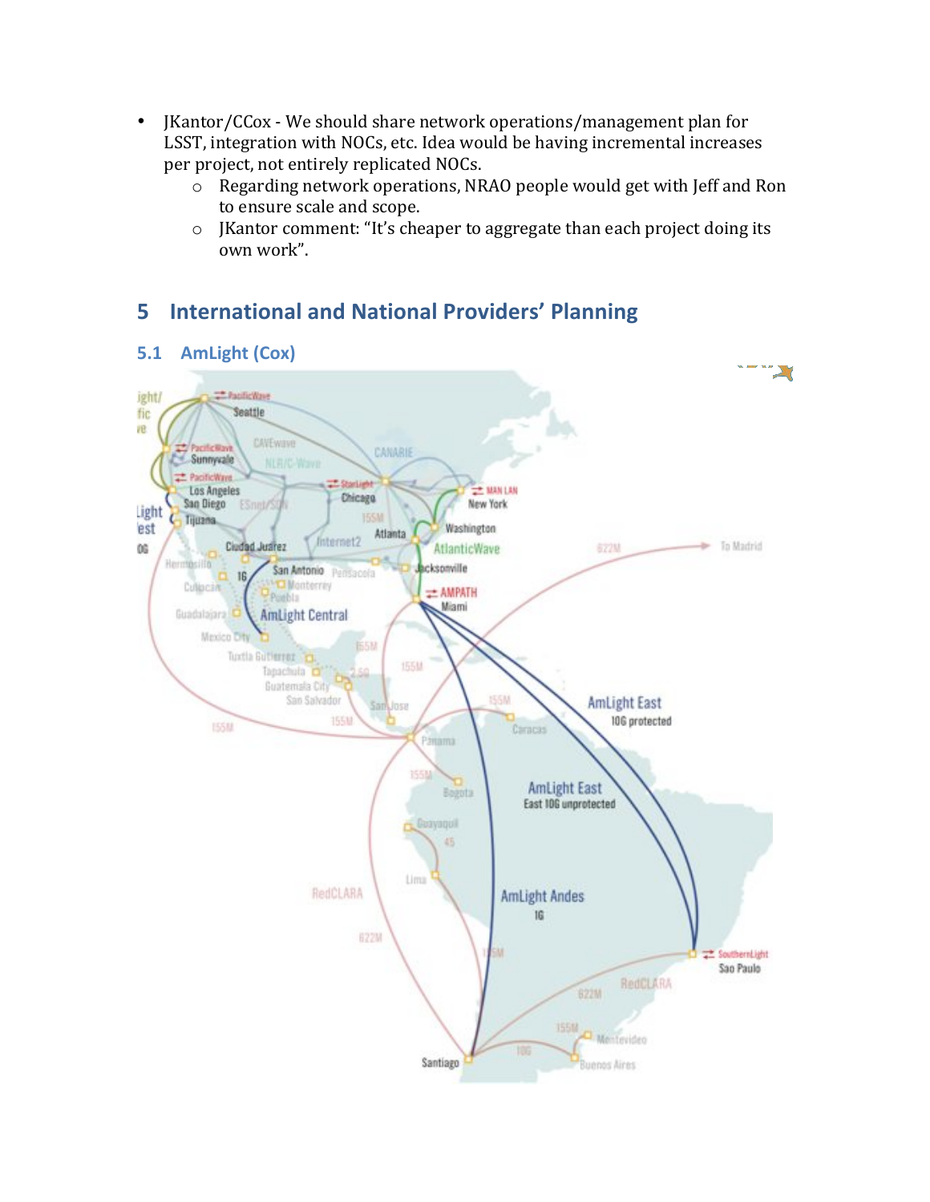- JKantor/CCox - We should share network operations/management plan for LSST, integration with NOCs, etc. Idea would be having incremental increases per project, not entirely replicated NOCs.
    - Regarding network operations, NRAO people would get with Jeff and Ron to ensure scale and scope.
    - JKantor comment: "It's cheaper to aggregate than each project doing its own work".

## 5 International and National Providers' Planning

### 5.1 AmLight (Cox)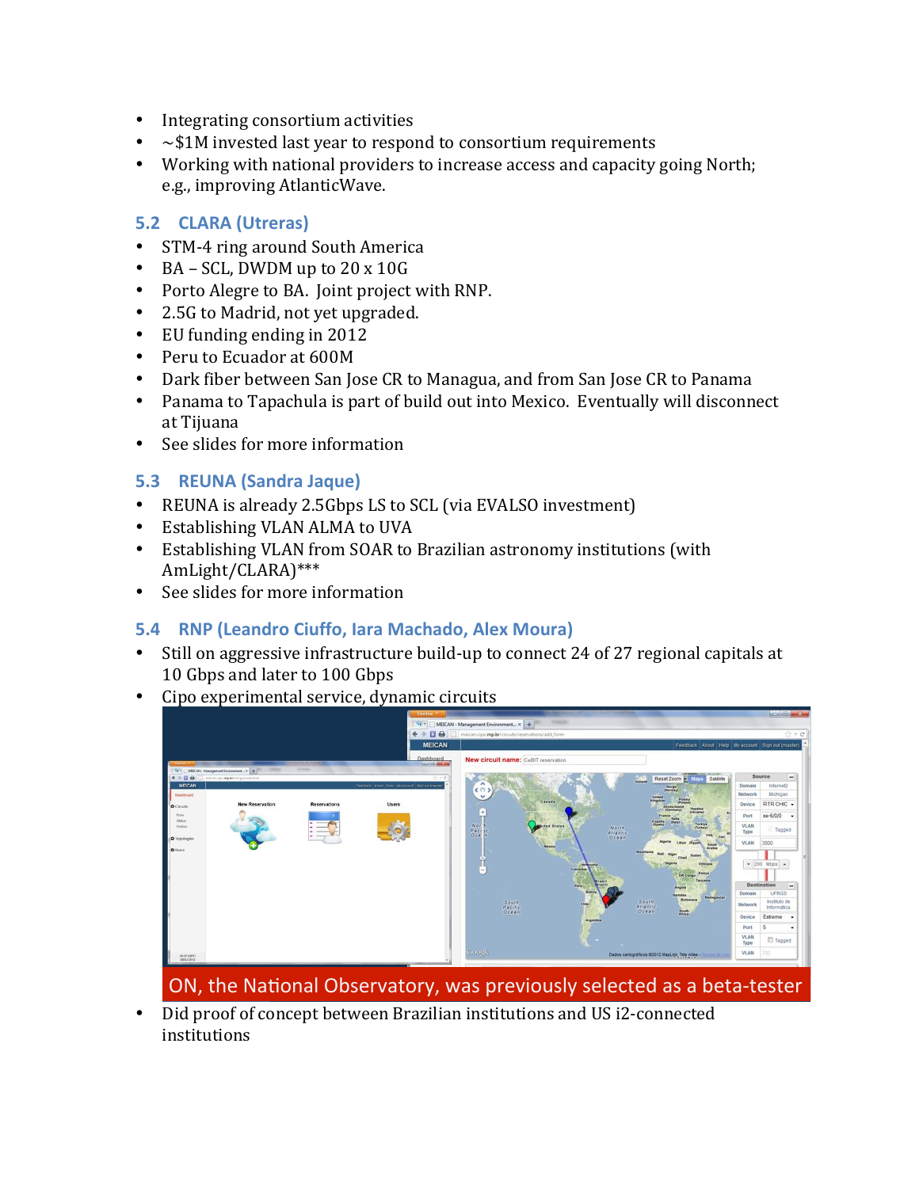- Integrating consortium activities
- ~$1M invested last year to respond to consortium requirements
- Working with national providers to increase access and capacity going North; e.g., improving AtlanticWave.

### 5.2 CLARA (Utreras)

- STM-4 ring around South America
- BA – SCL, DWDM up to 20 x 10G
- Porto Alegre to BA. Joint project with RNP.
- 2.5G to Madrid, not yet upgraded.
- EU funding ending in 2012
- Peru to Ecuador at 600M
- Dark fiber between San Jose CR to Managua, and from San Jose CR to Panama
- Panama to Tapachula is part of build out into Mexico. Eventually will disconnect at Tijuana
- See slides for more information

### 5.3 REUNA (Sandra Jaque)

- REUNA is already 2.5Gbps LS to SCL (via EVALSO investment)
- Establishing VLAN ALMA to UVA
- Establishing VLAN from SOAR to Brazilian astronomy institutions (with AmLight/CLARA)***
- See slides for more information

### 5.4 RNP (Leandro Ciuffo, Iara Machado, Alex Moura)

- Still on aggressive infrastructure build-up to connect 24 of 27 regional capitals at 10 Gbps and later to 100 Gbps
- Cipo experimental service, dynamic circuits

ON, the National Observatory, was previously selected as a beta-tester

- Did proof of concept between Brazilian institutions and US i2-connected institutions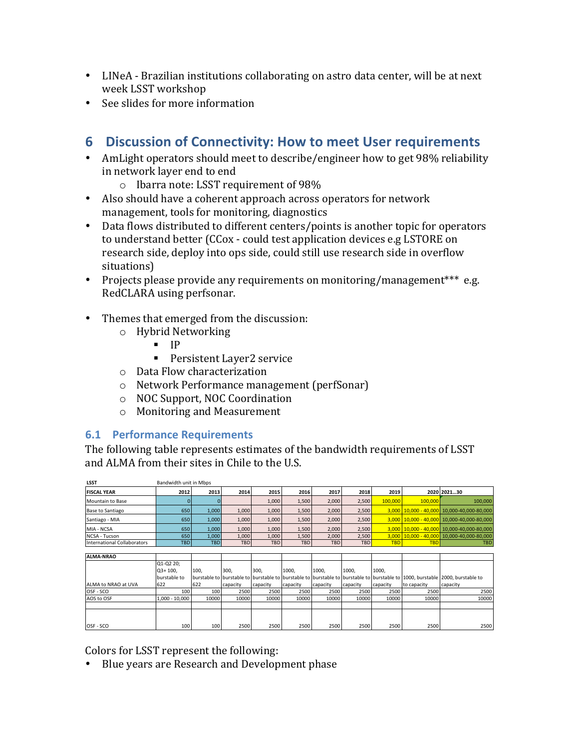- LINeA - Brazilian institutions collaborating on astro data center, will be at next week LSST workshop
- See slides for more information

# 6 Discussion of Connectivity: How to meet User requirements

- AmLight operators should meet to describe/engineer how to get 98% reliability in network layer end to end
  - Ibarra note: LSST requirement of 98%
- Also should have a coherent approach across operators for network management, tools for monitoring, diagnostics
- Data flows distributed to different centers/points is another topic for operators to understand better (CCox - could test application devices e.g LSTORE on research side, deploy into ops side, could still use research side in overflow situations)
- Projects please provide any requirements on monitoring/management*** e.g. RedCLARA using perfsonar.

- Themes that emerged from the discussion:
  - Hybrid Networking
    - IP
    - Persistent Layer2 service
  - Data Flow characterization
  - Network Performance management (perfSonar)
  - NOC Support, NOC Coordination
  - Monitoring and Measurement

## 6.1 Performance Requirements

The following table represents estimates of the bandwidth requirements of LSST and ALMA from their sites in Chile to the U.S.

| LSST | Bandwidth unit in Mbps | | | | | | | | | |
|---|---|---|---|---|---|---|---|---|---|---|
| FISCAL YEAR | 2012 | 2013 | 2014 | 2015 | 2016 | 2017 | 2018 | 2019 | 2020 | 2021…30 |
| Mountain to Base | 0 | 0 | | 1,000 | 1,500 | 2,000 | 2,500 | 100,000 | 100,000 | 100,000 |
| Base to Santiago | 650 | 1,000 | 1,000 | 1,000 | 1,500 | 2,000 | 2,500 | 3,000 | 10,000 - 40,000 | 10,000-40,000-80,000 |
| Santiago - MIA | 650 | 1,000 | 1,000 | 1,000 | 1,500 | 2,000 | 2,500 | 3,000 | 10,000 - 40,000 | 10,000-40,000-80,000 |
| MIA - NCSA | 650 | 1,000 | 1,000 | 1,000 | 1,500 | 2,000 | 2,500 | 3,000 | 10,000 - 40,000 | 10,000-40,000-80,000 |
| NCSA - Tucson | 650 | 1,000 | 1,000 | 1,000 | 1,500 | 2,000 | 2,500 | 3,000 | 10,000 - 40,000 | 10,000-40,000-80,000 |
| International Collaborators | TBD | TBD | TBD | TBD | TBD | TBD | TBD | TBD | TBD | TBD |

| ALMA-NRAO | | | | | | | | | | |
|---|---|---|---|---|---|---|---|---|---|---|
| ALMA to NRAO at UVA | Q1-Q2 20; Q3+ 100, burstable to 622 | 100, burstable to 622 | 300, burstable to capacity | 300, burstable to capacity | 1000, burstable to capacity | 1000, burstable to capacity | 1000, burstable to capacity | 1000, burstable to capacity | 1000, burstable to capacity | 2000, burstable to capacity |
| OSF - SCO | 100 | 100 | 2500 | 2500 | 2500 | 2500 | 2500 | 2500 | 2500 | 2500 |
| AOS to OSF | 1,000 - 10,000 | 10000 | 10000 | 10000 | 10000 | 10000 | 10000 | 10000 | 10000 | 10000 |
| | | | | | | | | | | |
| OSF - SCO | 100 | 100 | 2500 | 2500 | 2500 | 2500 | 2500 | 2500 | 2500 | 2500 |

Colors for LSST represent the following:

- Blue years are Research and Development phase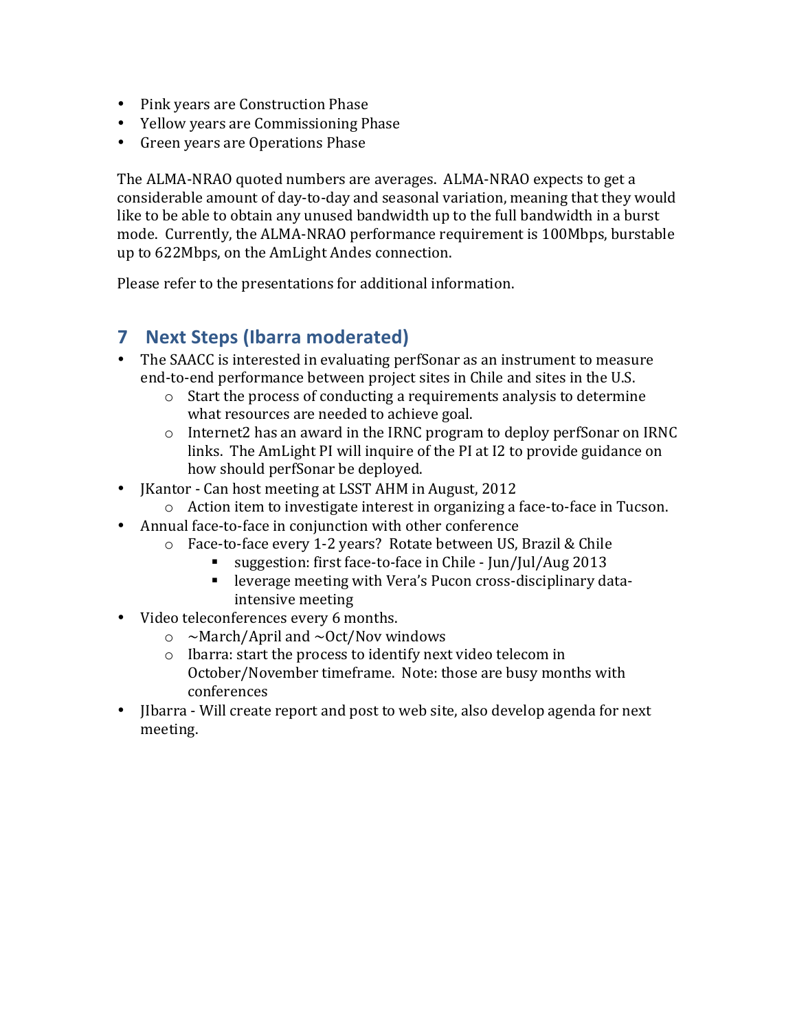- Pink years are Construction Phase
- Yellow years are Commissioning Phase
- Green years are Operations Phase

The ALMA-NRAO quoted numbers are averages. ALMA-NRAO expects to get a considerable amount of day-to-day and seasonal variation, meaning that they would like to be able to obtain any unused bandwidth up to the full bandwidth in a burst mode. Currently, the ALMA-NRAO performance requirement is 100Mbps, burstable up to 622Mbps, on the AmLight Andes connection.

Please refer to the presentations for additional information.

## 7 Next Steps (Ibarra moderated)

- The SAACC is interested in evaluating perfSonar as an instrument to measure end-to-end performance between project sites in Chile and sites in the U.S.
  - Start the process of conducting a requirements analysis to determine what resources are needed to achieve goal.
  - Internet2 has an award in the IRNC program to deploy perfSonar on IRNC links. The AmLight PI will inquire of the PI at I2 to provide guidance on how should perfSonar be deployed.
- JKantor - Can host meeting at LSST AHM in August, 2012
  - Action item to investigate interest in organizing a face-to-face in Tucson.
- Annual face-to-face in conjunction with other conference
  - Face-to-face every 1-2 years? Rotate between US, Brazil & Chile
    - suggestion: first face-to-face in Chile - Jun/Jul/Aug 2013
    - leverage meeting with Vera's Pucon cross-disciplinary data-intensive meeting
- Video teleconferences every 6 months.
  - ~March/April and ~Oct/Nov windows
  - Ibarra: start the process to identify next video telecom in October/November timeframe. Note: those are busy months with conferences
- JIbarra - Will create report and post to web site, also develop agenda for next meeting.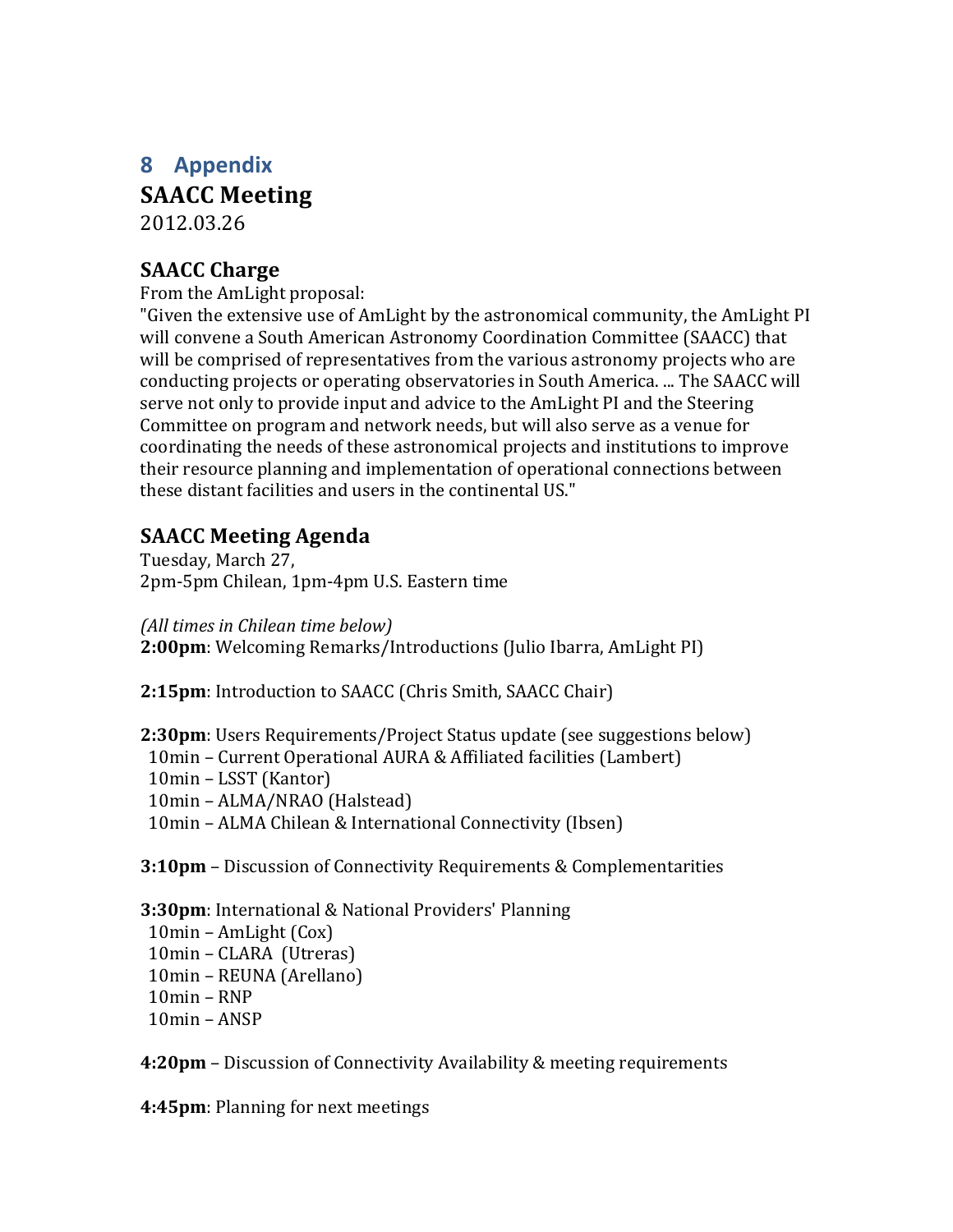# 8 Appendix

## SAACC Meeting

2012.03.26

### SAACC Charge

From the AmLight proposal:

"Given the extensive use of AmLight by the astronomical community, the AmLight PI will convene a South American Astronomy Coordination Committee (SAACC) that will be comprised of representatives from the various astronomy projects who are conducting projects or operating observatories in South America. ... The SAACC will serve not only to provide input and advice to the AmLight PI and the Steering Committee on program and network needs, but will also serve as a venue for coordinating the needs of these astronomical projects and institutions to improve their resource planning and implementation of operational connections between these distant facilities and users in the continental US."

### SAACC Meeting Agenda

Tuesday, March 27,
2pm-5pm Chilean, 1pm-4pm U.S. Eastern time

*(All times in Chilean time below)*

**2:00pm**: Welcoming Remarks/Introductions (Julio Ibarra, AmLight PI)

**2:15pm**: Introduction to SAACC (Chris Smith, SAACC Chair)

**2:30pm**: Users Requirements/Project Status update (see suggestions below)
10min – Current Operational AURA & Affiliated facilities (Lambert)
10min – LSST (Kantor)
10min – ALMA/NRAO (Halstead)
10min – ALMA Chilean & International Connectivity (Ibsen)

**3:10pm** – Discussion of Connectivity Requirements & Complementarities

**3:30pm**: International & National Providers' Planning
10min – AmLight (Cox)
10min – CLARA (Utreras)
10min – REUNA (Arellano)
10min – RNP
10min – ANSP

**4:20pm** – Discussion of Connectivity Availability & meeting requirements

**4:45pm**: Planning for next meetings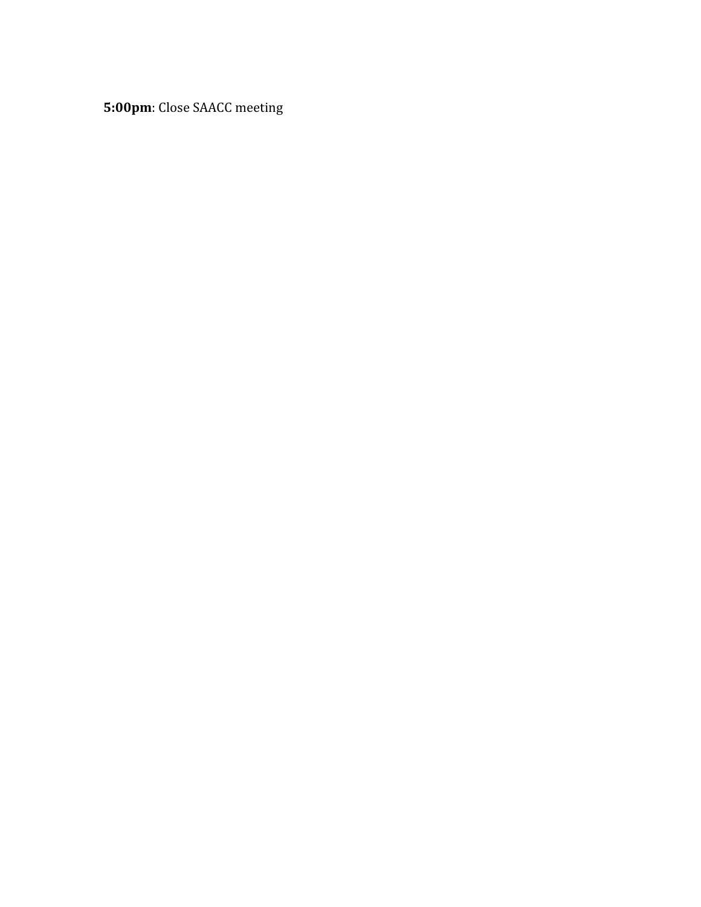**5:00pm**: Close SAACC meeting